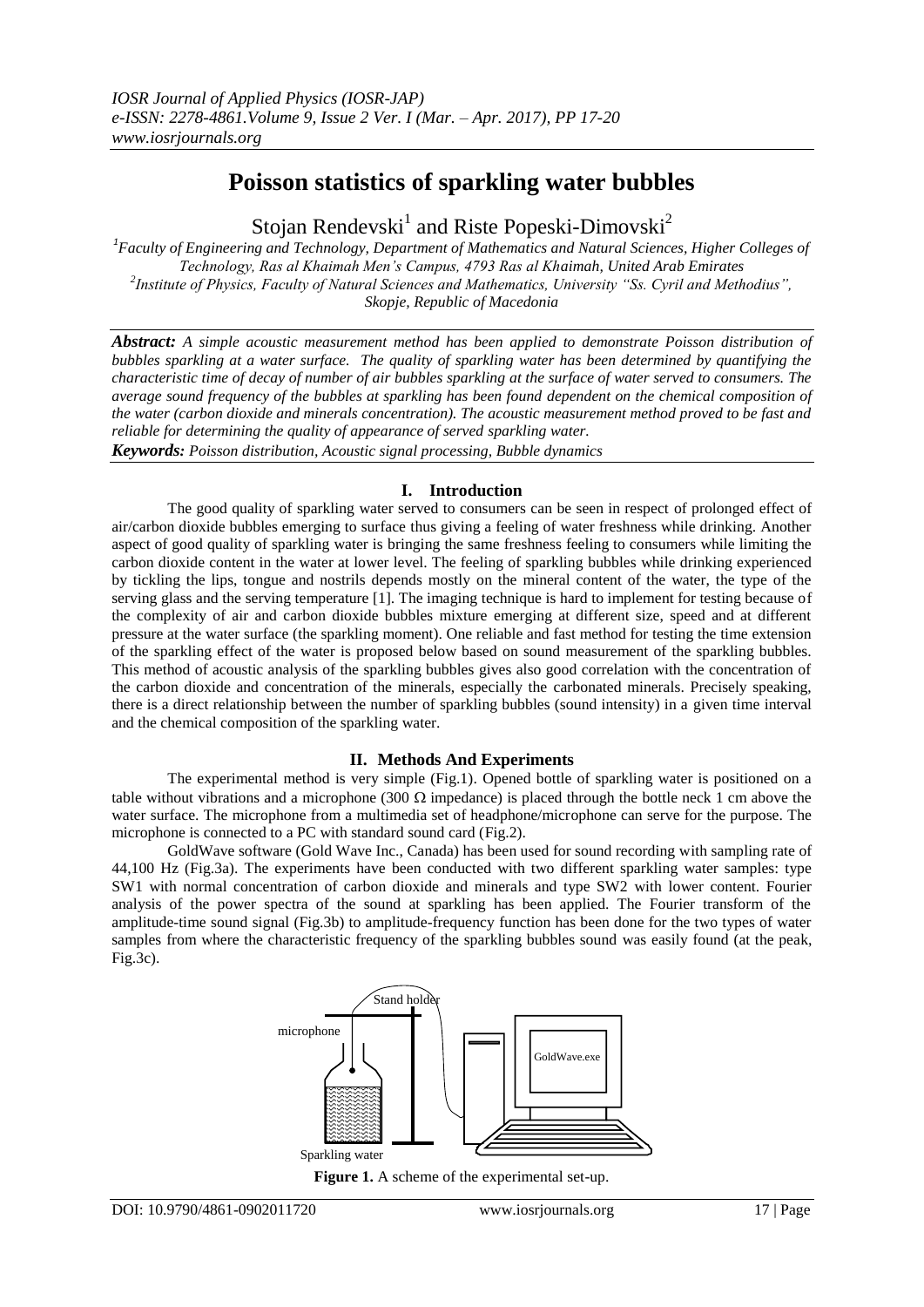# Poisson statistics of sparkling water bubbles

Stojan Rendevski[1] and Riste Popeski-Dimovski[2]

[1]Faculty of Engineering and Technology, Department of Mathematics and Natural Sciences, Higher Colleges of Technology, Ras al Khaimah Men's Campus, 4793 Ras al Khaimah, United Arab Emirates
[2]Institute of Physics, Faculty of Natural Sciences and Mathematics, University "Ss. Cyril and Methodius", Skopje, Republic of Macedonia

***Abstract:*** *A simple acoustic measurement method has been applied to demonstrate Poisson distribution of bubbles sparkling at a water surface. The quality of sparkling water has been determined by quantifying the characteristic time of decay of number of air bubbles sparkling at the surface of water served to consumers. The average sound frequency of the bubbles at sparkling has been found dependent on the chemical composition of the water (carbon dioxide and minerals concentration). The acoustic measurement method proved to be fast and reliable for determining the quality of appearance of served sparkling water.*

***Keywords:*** *Poisson distribution, Acoustic signal processing, Bubble dynamics*

## I. Introduction

The good quality of sparkling water served to consumers can be seen in respect of prolonged effect of air/carbon dioxide bubbles emerging to surface thus giving a feeling of water freshness while drinking. Another aspect of good quality of sparkling water is bringing the same freshness feeling to consumers while limiting the carbon dioxide content in the water at lower level. The feeling of sparkling bubbles while drinking experienced by tickling the lips, tongue and nostrils depends mostly on the mineral content of the water, the type of the serving glass and the serving temperature [1]. The imaging technique is hard to implement for testing because of the complexity of air and carbon dioxide bubbles mixture emerging at different size, speed and at different pressure at the water surface (the sparkling moment). One reliable and fast method for testing the time extension of the sparkling effect of the water is proposed below based on sound measurement of the sparkling bubbles. This method of acoustic analysis of the sparkling bubbles gives also good correlation with the concentration of the carbon dioxide and concentration of the minerals, especially the carbonated minerals. Precisely speaking, there is a direct relationship between the number of sparkling bubbles (sound intensity) in a given time interval and the chemical composition of the sparkling water.

## II. Methods And Experiments

The experimental method is very simple (Fig.1). Opened bottle of sparkling water is positioned on a table without vibrations and a microphone (300 Ω impedance) is placed through the bottle neck 1 cm above the water surface. The microphone from a multimedia set of headphone/microphone can serve for the purpose. The microphone is connected to a PC with standard sound card (Fig.2).

GoldWave software (Gold Wave Inc., Canada) has been used for sound recording with sampling rate of 44,100 Hz (Fig.3a). The experiments have been conducted with two different sparkling water samples: type SW1 with normal concentration of carbon dioxide and minerals and type SW2 with lower content. Fourier analysis of the power spectra of the sound at sparkling has been applied. The Fourier transform of the amplitude-time sound signal (Fig.3b) to amplitude-frequency function has been done for the two types of water samples from where the characteristic frequency of the sparkling bubbles sound was easily found (at the peak, Fig.3c).

**Figure 1.** A scheme of the experimental set-up.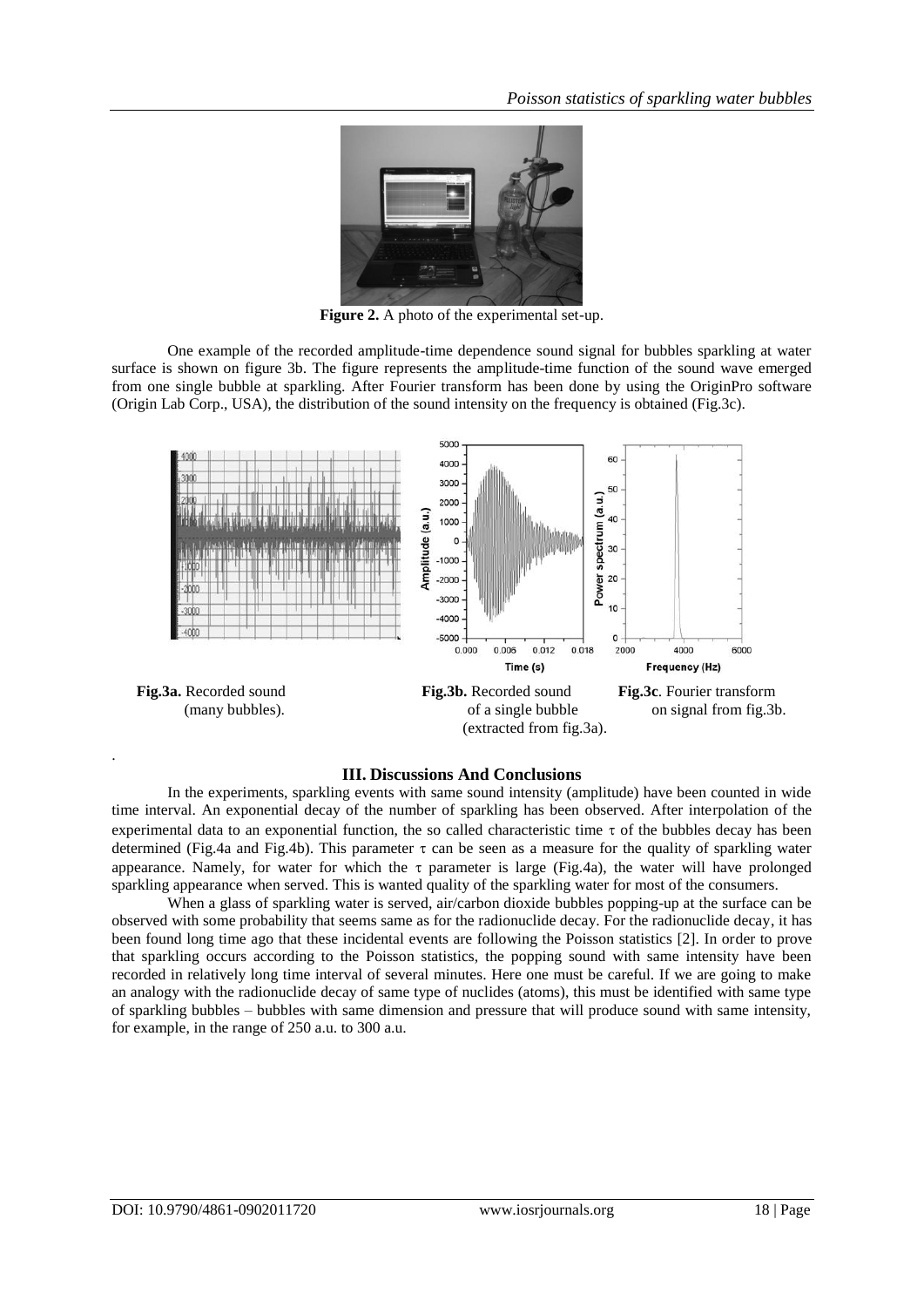**Figure 2.** A photo of the experimental set-up.

One example of the recorded amplitude-time dependence sound signal for bubbles sparkling at water surface is shown on figure 3b. The figure represents the amplitude-time function of the sound wave emerged from one single bubble at sparkling. After Fourier transform has been done by using the OriginPro software (Origin Lab Corp., USA), the distribution of the sound intensity on the frequency is obtained (Fig.3c).

**Fig.3a.** Recorded sound (many bubbles).

**Fig.3b.** Recorded sound of a single bubble (extracted from fig.3a).

**Fig.3c**. Fourier transform on signal from fig.3b.

## III. Discussions And Conclusions

In the experiments, sparkling events with same sound intensity (amplitude) have been counted in wide time interval. An exponential decay of the number of sparkling has been observed. After interpolation of the experimental data to an exponential function, the so called characteristic time $\tau$ of the bubbles decay has been determined (Fig.4a and Fig.4b). This parameter $\tau$ can be seen as a measure for the quality of sparkling water appearance. Namely, for water for which the $\tau$ parameter is large (Fig.4a), the water will have prolonged sparkling appearance when served. This is wanted quality of the sparkling water for most of the consumers.

When a glass of sparkling water is served, air/carbon dioxide bubbles popping-up at the surface can be observed with some probability that seems same as for the radionuclide decay. For the radionuclide decay, it has been found long time ago that these incidental events are following the Poisson statistics [2]. In order to prove that sparkling occurs according to the Poisson statistics, the popping sound with same intensity have been recorded in relatively long time interval of several minutes. Here one must be careful. If we are going to make an analogy with the radionuclide decay of same type of nuclides (atoms), this must be identified with same type of sparkling bubbles – bubbles with same dimension and pressure that will produce sound with same intensity, for example, in the range of 250 a.u. to 300 a.u.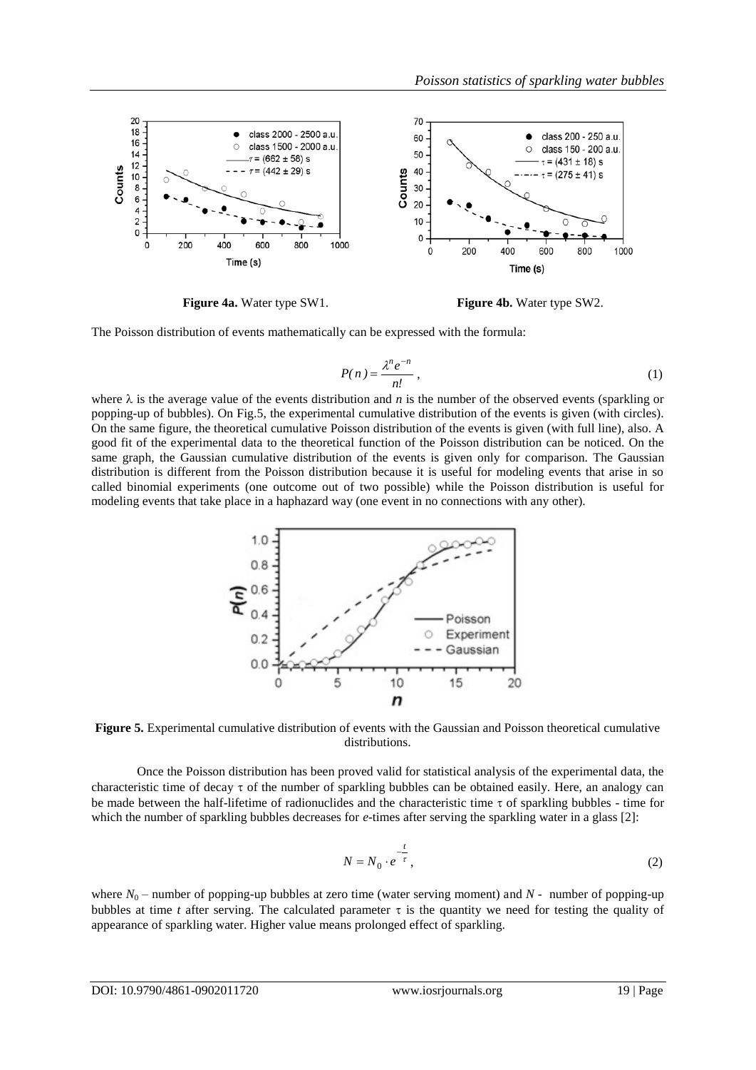**Figure 4a.** Water type SW1.

**Figure 4b.** Water type SW2.

The Poisson distribution of events mathematically can be expressed with the formula:

$$P(n) = \frac{\lambda^n e^{-n}}{n!}, \tag{1}$$

where $\lambda$ is the average value of the events distribution and $n$ is the number of the observed events (sparkling or popping-up of bubbles). On Fig.5, the experimental cumulative distribution of the events is given (with circles). On the same figure, the theoretical cumulative Poisson distribution of the events is given (with full line), also. A good fit of the experimental data to the theoretical function of the Poisson distribution can be noticed. On the same graph, the Gaussian cumulative distribution of the events is given only for comparison. The Gaussian distribution is different from the Poisson distribution because it is useful for modeling events that arise in so called binomial experiments (one outcome out of two possible) while the Poisson distribution is useful for modeling events that take place in a haphazard way (one event in no connections with any other).

**Figure 5.** Experimental cumulative distribution of events with the Gaussian and Poisson theoretical cumulative distributions.

Once the Poisson distribution has been proved valid for statistical analysis of the experimental data, the characteristic time of decay $\tau$ of the number of sparkling bubbles can be obtained easily. Here, an analogy can be made between the half-lifetime of radionuclides and the characteristic time $\tau$ of sparkling bubbles - time for which the number of sparkling bubbles decreases for *e*-times after serving the sparkling water in a glass [2]:

$$N = N_0 \cdot e^{-\frac{t}{\tau}}, \tag{2}$$

where $N_0$ – number of popping-up bubbles at zero time (water serving moment) and $N$ - number of popping-up bubbles at time $t$ after serving. The calculated parameter $\tau$ is the quantity we need for testing the quality of appearance of sparkling water. Higher value means prolonged effect of sparkling.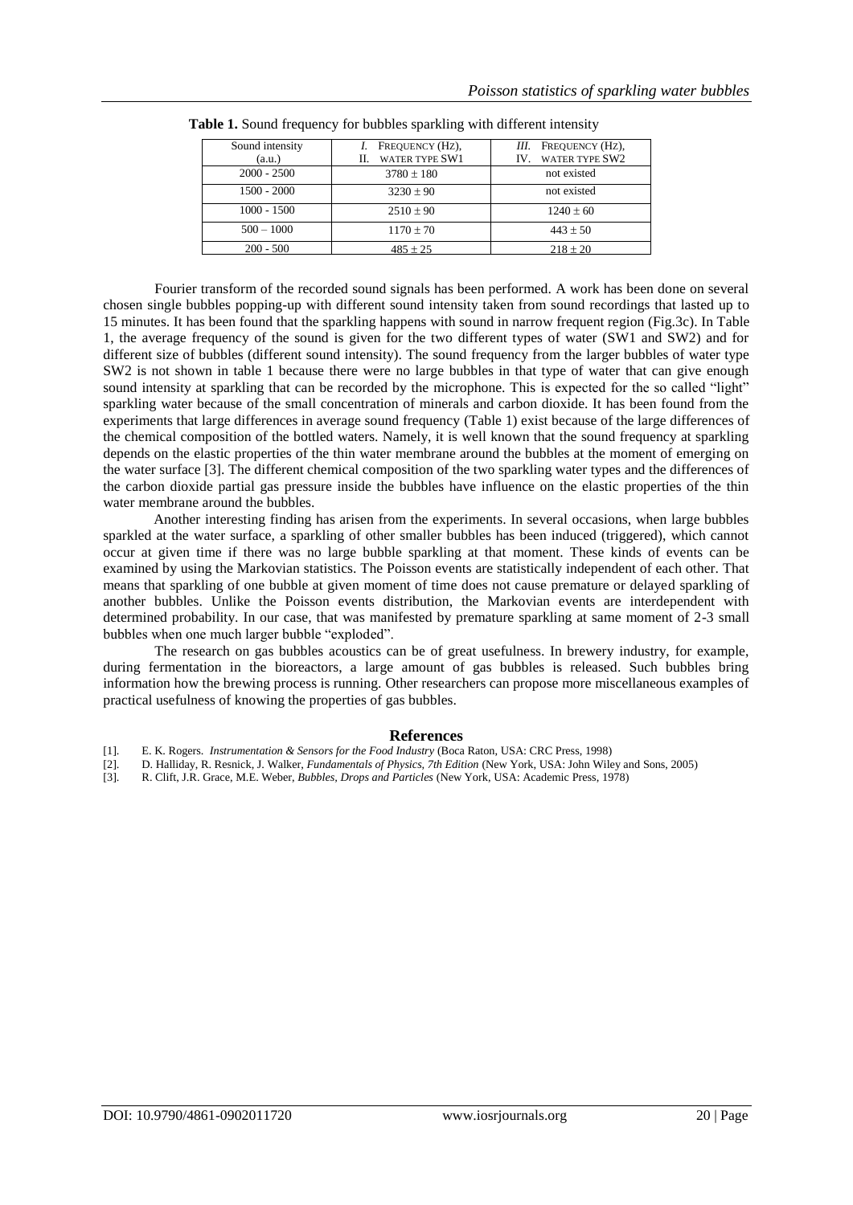**Table 1.** Sound frequency for bubbles sparkling with different intensity

| Sound intensity (a.u.) | I. Frequency (Hz), II. Water type SW1 | III. Frequency (Hz), IV. Water type SW2 |
|---|---|---|
| 2000 - 2500 | $3780 \pm 180$ | not existed |
| 1500 - 2000 | $3230 \pm 90$ | not existed |
| 1000 - 1500 | $2510 \pm 90$ | $1240 \pm 60$ |
| 500 – 1000 | $1170 \pm 70$ | $443 \pm 50$ |
| 200 - 500 | $485 \pm 25$ | $218 \pm 20$ |

Fourier transform of the recorded sound signals has been performed. A work has been done on several chosen single bubbles popping-up with different sound intensity taken from sound recordings that lasted up to 15 minutes. It has been found that the sparkling happens with sound in narrow frequent region (Fig.3c). In Table 1, the average frequency of the sound is given for the two different types of water (SW1 and SW2) and for different size of bubbles (different sound intensity). The sound frequency from the larger bubbles of water type SW2 is not shown in table 1 because there were no large bubbles in that type of water that can give enough sound intensity at sparkling that can be recorded by the microphone. This is expected for the so called "light" sparkling water because of the small concentration of minerals and carbon dioxide. It has been found from the experiments that large differences in average sound frequency (Table 1) exist because of the large differences of the chemical composition of the bottled waters. Namely, it is well known that the sound frequency at sparkling depends on the elastic properties of the thin water membrane around the bubbles at the moment of emerging on the water surface [3]. The different chemical composition of the two sparkling water types and the differences of the carbon dioxide partial gas pressure inside the bubbles have influence on the elastic properties of the thin water membrane around the bubbles.

Another interesting finding has arisen from the experiments. In several occasions, when large bubbles sparkled at the water surface, a sparkling of other smaller bubbles has been induced (triggered), which cannot occur at given time if there was no large bubble sparkling at that moment. These kinds of events can be examined by using the Markovian statistics. The Poisson events are statistically independent of each other. That means that sparkling of one bubble at given moment of time does not cause premature or delayed sparkling of another bubbles. Unlike the Poisson events distribution, the Markovian events are interdependent with determined probability. In our case, that was manifested by premature sparkling at same moment of 2-3 small bubbles when one much larger bubble "exploded".

The research on gas bubbles acoustics can be of great usefulness. In brewery industry, for example, during fermentation in the bioreactors, a large amount of gas bubbles is released. Such bubbles bring information how the brewing process is running. Other researchers can propose more miscellaneous examples of practical usefulness of knowing the properties of gas bubbles.

## References

[1]. E. K. Rogers. *Instrumentation & Sensors for the Food Industry* (Boca Raton, USA: CRC Press, 1998)

[2]. D. Halliday, R. Resnick, J. Walker, *Fundamentals of Physics, 7th Edition* (New York, USA: John Wiley and Sons, 2005)

[3]. R. Clift, J.R. Grace, M.E. Weber, *Bubbles, Drops and Particles* (New York, USA: Academic Press, 1978)